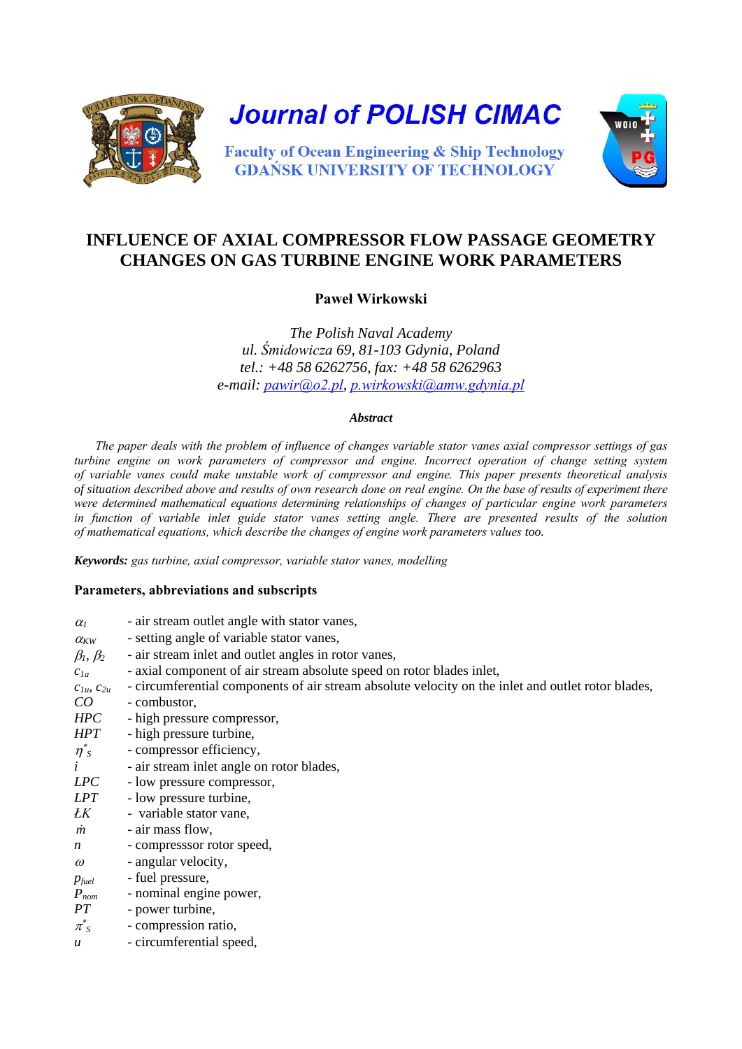# Journal of POLISH CIMAC

Faculty of Ocean Engineering & Ship Technology
GDAŃSK UNIVERSITY OF TECHNOLOGY

## INFLUENCE OF AXIAL COMPRESSOR FLOW PASSAGE GEOMETRY CHANGES ON GAS TURBINE ENGINE WORK PARAMETERS

**Paweł Wirkowski**

*The Polish Naval Academy*
*ul. Śmidowicza 69, 81-103 Gdynia, Poland*
*tel.: +48 58 6262756, fax: +48 58 6262963*
*e-mail: pawir@o2.pl, p.wirkowski@amw.gdynia.pl*

### *Abstract*

*The paper deals with the problem of influence of changes variable stator vanes axial compressor settings of gas turbine engine on work parameters of compressor and engine. Incorrect operation of change setting system of variable vanes could make unstable work of compressor and engine. This paper presents theoretical analysis of situation described above and results of own research done on real engine. On the base of results of experiment there were determined mathematical equations determining relationships of changes of particular engine work parameters in function of variable inlet guide stator vanes setting angle. There are presented results of the solution of mathematical equations, which describe the changes of engine work parameters values too.*

***Keywords:*** *gas turbine, axial compressor, variable stator vanes, modelling*

### Parameters, abbreviations and subscripts

$\alpha_1$ - air stream outlet angle with stator vanes,
$\alpha_{KW}$ - setting angle of variable stator vanes,
$\beta_1$, $\beta_2$ - air stream inlet and outlet angles in rotor vanes,
$c_{1a}$ - axial component of air stream absolute speed on rotor blades inlet,
$c_{1u}$, $c_{2u}$ - circumferential components of air stream absolute velocity on the inlet and outlet rotor blades,
$CO$ - combustor,
$HPC$ - high pressure compressor,
$HPT$ - high pressure turbine,
$\eta^*_S$ - compressor efficiency,
$i$ - air stream inlet angle on rotor blades,
$LPC$ - low pressure compressor,
$LPT$ - low pressure turbine,
$ŁK$ - variable stator vane,
$\dot{m}$ - air mass flow,
$n$ - compresssor rotor speed,
$\omega$ - angular velocity,
$p_{fuel}$ - fuel pressure,
$P_{nom}$ - nominal engine power,
$PT$ - power turbine,
$\pi^*_S$ - compression ratio,
$u$ - circumferential speed,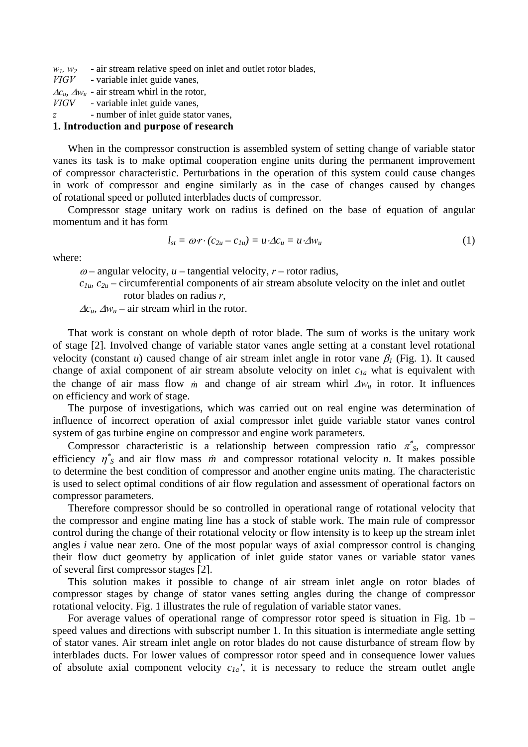$w_1$, $w_2$ - air stream relative speed on inlet and outlet rotor blades,
$VIGV$ - variable inlet guide vanes,
$\Delta c_u$, $\Delta w_u$ - air stream whirl in the rotor,
$VIGV$ - variable inlet guide vanes,
$z$ - number of inlet guide stator vanes,

## 1. Introduction and purpose of research

When in the compressor construction is assembled system of setting change of variable stator vanes its task is to make optimal cooperation engine units during the permanent improvement of compressor characteristic. Perturbations in the operation of this system could cause changes in work of compressor and engine similarly as in the case of changes caused by changes of rotational speed or polluted interblades ducts of compressor.

Compressor stage unitary work on radius is defined on the base of equation of angular momentum and it has form

$$l_{st} = \omega \cdot r \cdot (c_{2u} - c_{1u}) = u \cdot \Delta c_u = u \cdot \Delta w_u \tag{1}$$

where:

$\omega$ – angular velocity, $u$ – tangential velocity, $r$ – rotor radius,
$c_{1u}$, $c_{2u}$ – circumferential components of air stream absolute velocity on the inlet and outlet rotor blades on radius $r$,
$\Delta c_u$, $\Delta w_u$ – air stream whirl in the rotor.

That work is constant on whole depth of rotor blade. The sum of works is the unitary work of stage [2]. Involved change of variable stator vanes angle setting at a constant level rotational velocity (constant $u$) caused change of air stream inlet angle in rotor vane $\beta_1$ (Fig. 1). It caused change of axial component of air stream absolute velocity on inlet $c_{1a}$ what is equivalent with the change of air mass flow $\dot{m}$ and change of air stream whirl $\Delta w_u$ in rotor. It influences on efficiency and work of stage.

The purpose of investigations, which was carried out on real engine was determination of influence of incorrect operation of axial compressor inlet guide variable stator vanes control system of gas turbine engine on compressor and engine work parameters.

Compressor characteristic is a relationship between compression ratio $\pi^*_S$, compressor efficiency $\eta^*_S$ and air flow mass $\dot{m}$ and compressor rotational velocity $n$. It makes possible to determine the best condition of compressor and another engine units mating. The characteristic is used to select optimal conditions of air flow regulation and assessment of operational factors on compressor parameters.

Therefore compressor should be so controlled in operational range of rotational velocity that the compressor and engine mating line has a stock of stable work. The main rule of compressor control during the change of their rotational velocity or flow intensity is to keep up the stream inlet angles $i$ value near zero. One of the most popular ways of axial compressor control is changing their flow duct geometry by application of inlet guide stator vanes or variable stator vanes of several first compressor stages [2].

This solution makes it possible to change of air stream inlet angle on rotor blades of compressor stages by change of stator vanes setting angles during the change of compressor rotational velocity. Fig. 1 illustrates the rule of regulation of variable stator vanes.

For average values of operational range of compressor rotor speed is situation in Fig. 1b – speed values and directions with subscript number 1. In this situation is intermediate angle setting of stator vanes. Air stream inlet angle on rotor blades do not cause disturbance of stream flow by interblades ducts. For lower values of compressor rotor speed and in consequence lower values of absolute axial component velocity $c_{1a}'$, it is necessary to reduce the stream outlet angle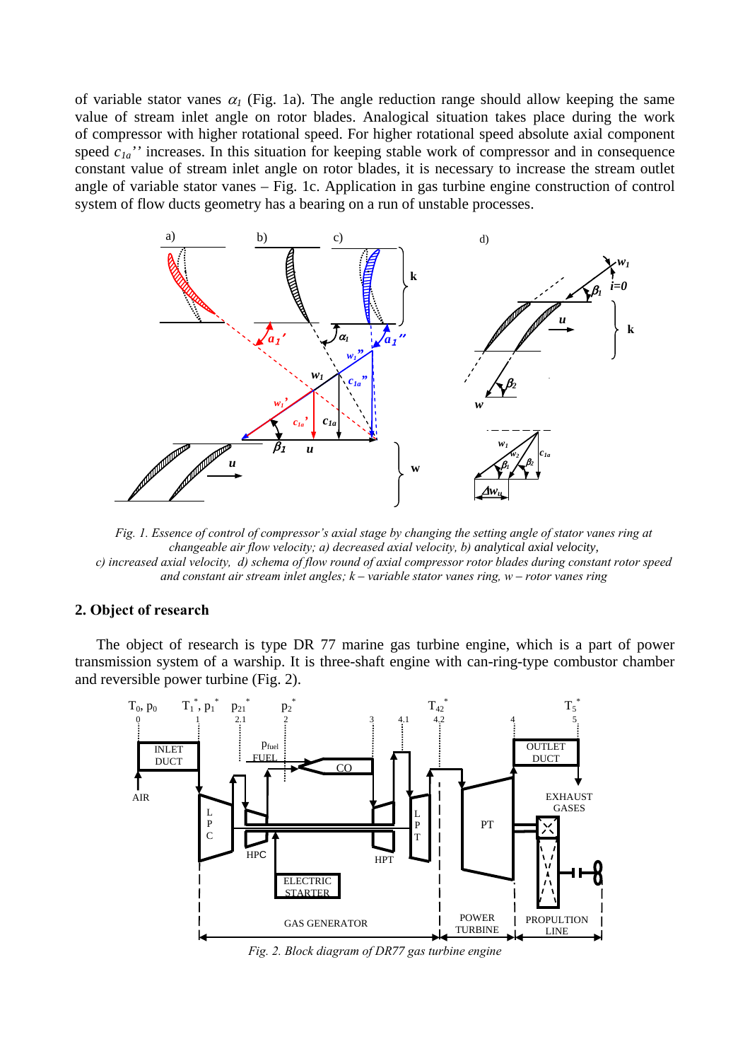of variable stator vanes $\alpha_1$ (Fig. 1a). The angle reduction range should allow keeping the same value of stream inlet angle on rotor blades. Analogical situation takes place during the work of compressor with higher rotational speed. For higher rotational speed absolute axial component speed $c_{1a}''$ increases. In this situation for keeping stable work of compressor and in consequence constant value of stream inlet angle on rotor blades, it is necessary to increase the stream outlet angle of variable stator vanes – Fig. 1c. Application in gas turbine engine construction of control system of flow ducts geometry has a bearing on a run of unstable processes.

*Fig. 1. Essence of control of compressor's axial stage by changing the setting angle of stator vanes ring at changeable air flow velocity; a) decreased axial velocity, b) analytical axial velocity, c) increased axial velocity, d) schema of flow round of axial compressor rotor blades during constant rotor speed and constant air stream inlet angles; k – variable stator vanes ring, w – rotor vanes ring*

## 2. Object of research

The object of research is type DR 77 marine gas turbine engine, which is a part of power transmission system of a warship. It is three-shaft engine with can-ring-type combustor chamber and reversible power turbine (Fig. 2).

*Fig. 2. Block diagram of DR77 gas turbine engine*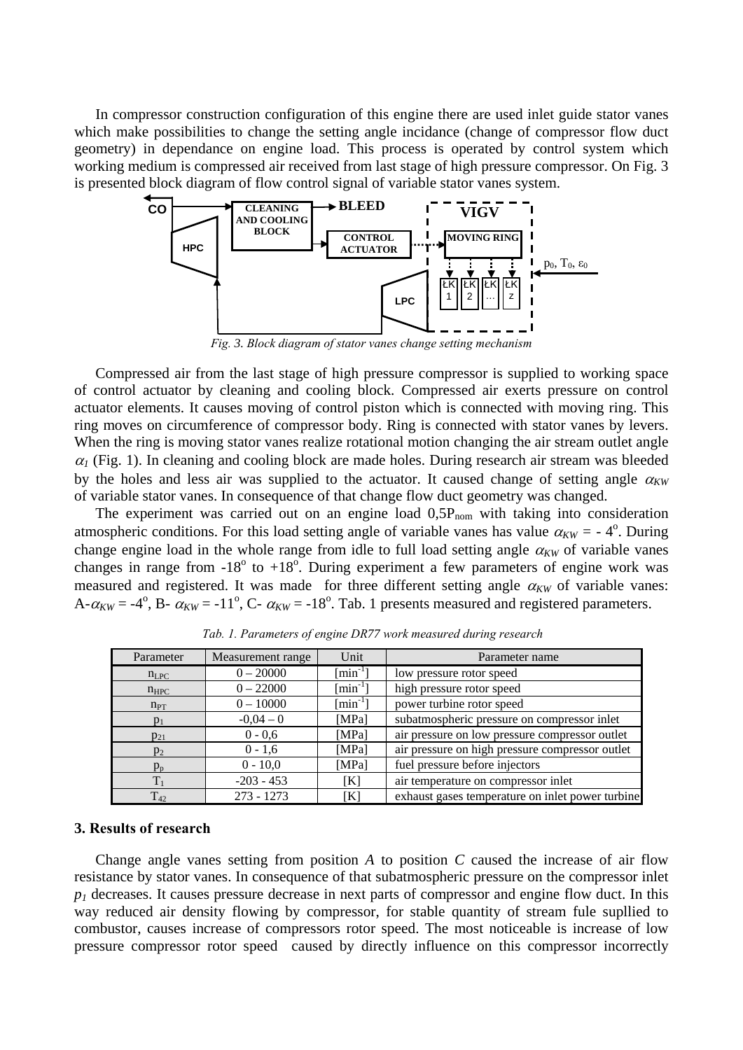In compressor construction configuration of this engine there are used inlet guide stator vanes which make possibilities to change the setting angle incidance (change of compressor flow duct geometry) in dependance on engine load. This process is operated by control system which working medium is compressed air received from last stage of high pressure compressor. On Fig. 3 is presented block diagram of flow control signal of variable stator vanes system.

*Fig. 3. Block diagram of stator vanes change setting mechanism*

Compressed air from the last stage of high pressure compressor is supplied to working space of control actuator by cleaning and cooling block. Compressed air exerts pressure on control actuator elements. It causes moving of control piston which is connected with moving ring. This ring moves on circumference of compressor body. Ring is connected with stator vanes by levers. When the ring is moving stator vanes realize rotational motion changing the air stream outlet angle $\alpha_1$ (Fig. 1). In cleaning and cooling block are made holes. During research air stream was bleeded by the holes and less air was supplied to the actuator. It caused change of setting angle $\alpha_{KW}$ of variable stator vanes. In consequence of that change flow duct geometry was changed.

The experiment was carried out on an engine load $0{,}5P_{nom}$ with taking into consideration atmospheric conditions. For this load setting angle of variable vanes has value $\alpha_{KW} = -4^o$. During change engine load in the whole range from idle to full load setting angle $\alpha_{KW}$ of variable vanes changes in range from $-18^o$ to $+18^o$. During experiment a few parameters of engine work was measured and registered. It was made for three different setting angle $\alpha_{KW}$ of variable vanes: A-$\alpha_{KW} = -4^o$, B- $\alpha_{KW} = -11^o$, C- $\alpha_{KW} = -18^o$. Tab. 1 presents measured and registered parameters.

*Tab. 1. Parameters of engine DR77 work measured during research*

| Parameter | Measurement range | Unit | Parameter name |
|---|---|---|---|
| $n_{LPC}$ | 0 – 20000 | [min$^{-1}$] | low pressure rotor speed |
| $n_{HPC}$ | 0 – 22000 | [min$^{-1}$] | high pressure rotor speed |
| $n_{PT}$ | 0 – 10000 | [min$^{-1}$] | power turbine rotor speed |
| $p_1$ | -0,04 – 0 | [MPa] | subatmospheric pressure on compressor inlet |
| $p_{21}$ | 0 - 0,6 | [MPa] | air pressure on low pressure compressor outlet |
| $p_2$ | 0 - 1,6 | [MPa] | air pressure on high pressure compressor outlet |
| $p_p$ | 0 - 10,0 | [MPa] | fuel pressure before injectors |
| $T_1$ | -203 - 453 | [K] | air temperature on compressor inlet |
| $T_{42}$ | 273 - 1273 | [K] | exhaust gases temperature on inlet power turbine |

### 3. Results of research

Change angle vanes setting from position *A* to position *C* caused the increase of air flow resistance by stator vanes. In consequence of that subatmospheric pressure on the compressor inlet $p_1$ decreases. It causes pressure decrease in next parts of compressor and engine flow duct. In this way reduced air density flowing by compressor, for stable quantity of stream fule supllied to combustor, causes increase of compressors rotor speed. The most noticeable is increase of low pressure compressor rotor speed caused by directly influence on this compressor incorrectly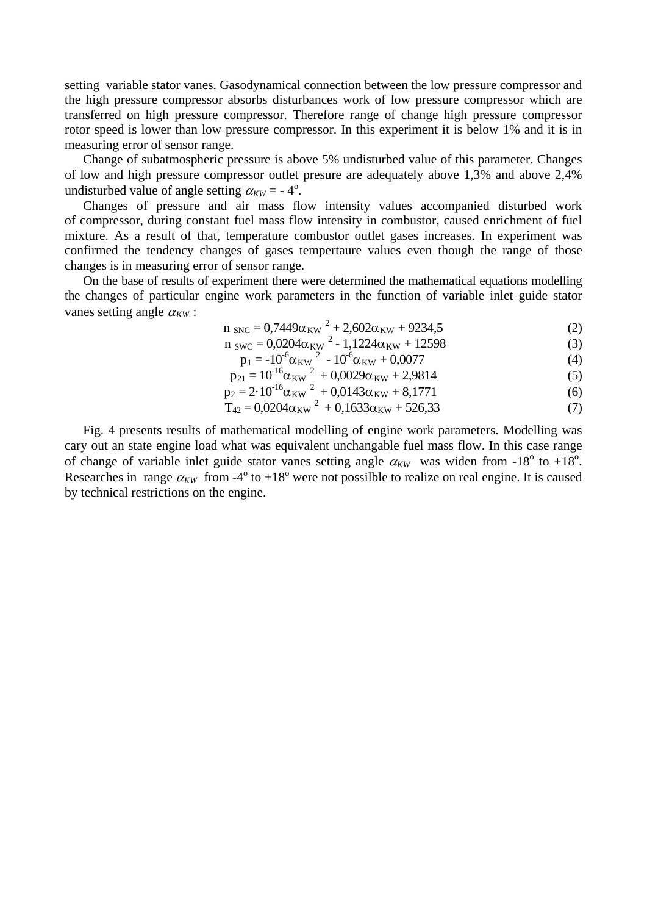setting variable stator vanes. Gasodynamical connection between the low pressure compressor and the high pressure compressor absorbs disturbances work of low pressure compressor which are transferred on high pressure compressor. Therefore range of change high pressure compressor rotor speed is lower than low pressure compressor. In this experiment it is below 1% and it is in measuring error of sensor range.

Change of subatmospheric pressure is above 5% undisturbed value of this parameter. Changes of low and high pressure compressor outlet presure are adequately above 1,3% and above 2,4% undisturbed value of angle setting $\alpha_{KW} = -4^{o}$.

Changes of pressure and air mass flow intensity values accompanied disturbed work of compressor, during constant fuel mass flow intensity in combustor, caused enrichment of fuel mixture. As a result of that, temperature combustor outlet gases increases. In experiment was confirmed the tendency changes of gases tempertaure values even though the range of those changes is in measuring error of sensor range.

On the base of results of experiment there were determined the mathematical equations modelling the changes of particular engine work parameters in the function of variable inlet guide stator vanes setting angle $\alpha_{KW}$ :

$$n_{SNC} = 0{,}7449\alpha_{KW}^{2} + 2{,}602\alpha_{KW} + 9234{,}5 \tag{2}$$

$$n_{SWC} = 0{,}0204\alpha_{KW}^{2} - 1{,}1224\alpha_{KW} + 12598 \tag{3}$$

$$p_{1} = -10^{-6}\alpha_{KW}^{2} - 10^{-6}\alpha_{KW} + 0{,}0077 \tag{4}$$

$$p_{21} = 10^{-16}\alpha_{KW}^{2} + 0{,}0029\alpha_{KW} + 2{,}9814 \tag{5}$$

$$p_{2} = 2\cdot 10^{-16}\alpha_{KW}^{2} + 0{,}0143\alpha_{KW} + 8{,}1771 \tag{6}$$

$$T_{42} = 0{,}0204\alpha_{KW}^{2} + 0{,}1633\alpha_{KW} + 526{,}33 \tag{7}$$

Fig. 4 presents results of mathematical modelling of engine work parameters. Modelling was cary out an state engine load what was equivalent unchangable fuel mass flow. In this case range of change of variable inlet guide stator vanes setting angle $\alpha_{KW}$ was widen from $-18^{o}$ to $+18^{o}$. Researches in range $\alpha_{KW}$ from $-4^{o}$ to $+18^{o}$ were not possilble to realize on real engine. It is caused by technical restrictions on the engine.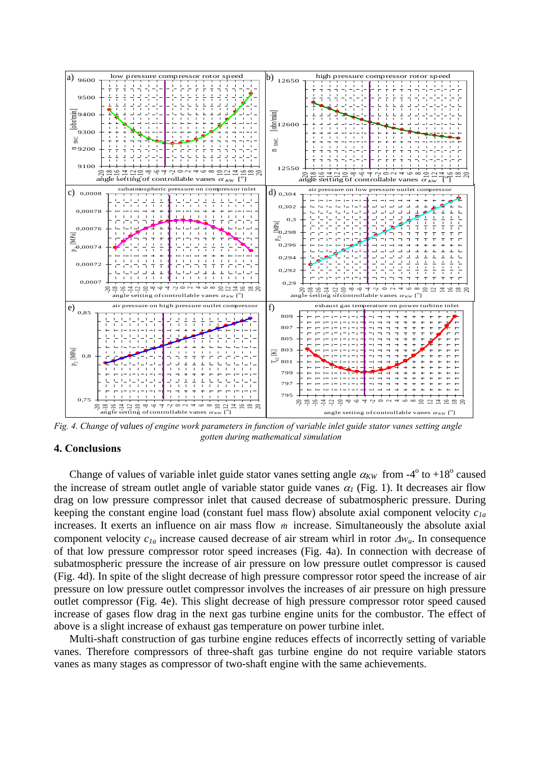*Fig. 4. Change of values of engine work parameters in function of variable inlet guide stator vanes setting angle gotten during mathematical simulation*

## 4. Conclusions

Change of values of variable inlet guide stator vanes setting angle $\alpha_{KW}$ from -4$^o$ to +18$^o$ caused the increase of stream outlet angle of variable stator guide vanes $\alpha_1$ (Fig. 1). It decreases air flow drag on low pressure compressor inlet that caused decrease of subatmospheric pressure. During keeping the constant engine load (constant fuel mass flow) absolute axial component velocity $c_{1a}$ increases. It exerts an influence on air mass flow $\dot{m}$ increase. Simultaneously the absolute axial component velocity $c_{1a}$ increase caused decrease of air stream whirl in rotor $\Delta w_u$. In consequence of that low pressure compressor rotor speed increases (Fig. 4a). In connection with decrease of subatmospheric pressure the increase of air pressure on low pressure outlet compressor is caused (Fig. 4d). In spite of the slight decrease of high pressure compressor rotor speed the increase of air pressure on low pressure outlet compressor involves the increases of air pressure on high pressure outlet compressor (Fig. 4e). This slight decrease of high pressure compressor rotor speed caused increase of gases flow drag in the next gas turbine engine units for the combustor. The effect of above is a slight increase of exhaust gas temperature on power turbine inlet.

Multi-shaft construction of gas turbine engine reduces effects of incorrectly setting of variable vanes. Therefore compressors of three-shaft gas turbine engine do not require variable stators vanes as many stages as compressor of two-shaft engine with the same achievements.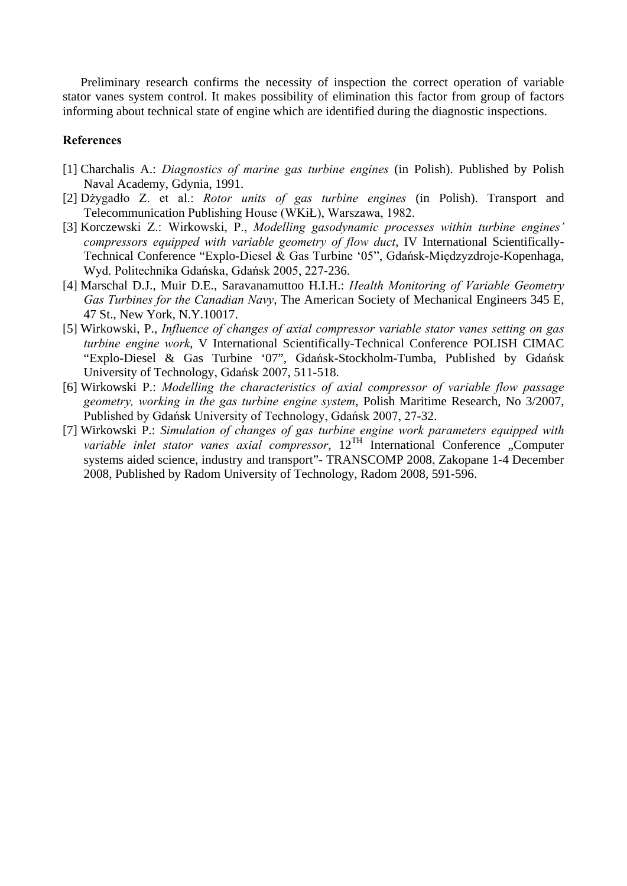Preliminary research confirms the necessity of inspection the correct operation of variable stator vanes system control. It makes possibility of elimination this factor from group of factors informing about technical state of engine which are identified during the diagnostic inspections.

**References**

[1] Charchalis A.: *Diagnostics of marine gas turbine engines* (in Polish). Published by Polish Naval Academy, Gdynia, 1991.

[2] Dżygadło Z. et al.: *Rotor units of gas turbine engines* (in Polish). Transport and Telecommunication Publishing House (WKiŁ), Warszawa, 1982.

[3] Korczewski Z.: Wirkowski, P., *Modelling gasodynamic processes within turbine engines' compressors equipped with variable geometry of flow duct*, IV International Scientifically-Technical Conference "Explo-Diesel & Gas Turbine '05", Gdańsk-Międzyzdroje-Kopenhaga, Wyd. Politechnika Gdańska, Gdańsk 2005, 227-236.

[4] Marschal D.J., Muir D.E., Saravanamuttoo H.I.H.: *Health Monitoring of Variable Geometry Gas Turbines for the Canadian Navy*, The American Society of Mechanical Engineers 345 E, 47 St., New York, N.Y.10017.

[5] Wirkowski, P., *Influence of changes of axial compressor variable stator vanes setting on gas turbine engine work*, V International Scientifically-Technical Conference POLISH CIMAC "Explo-Diesel & Gas Turbine '07", Gdańsk-Stockholm-Tumba, Published by Gdańsk University of Technology, Gdańsk 2007, 511-518.

[6] Wirkowski P.: *Modelling the characteristics of axial compressor of variable flow passage geometry, working in the gas turbine engine system*, Polish Maritime Research, No 3/2007, Published by Gdańsk University of Technology, Gdańsk 2007, 27-32.

[7] Wirkowski P.: *Simulation of changes of gas turbine engine work parameters equipped with variable inlet stator vanes axial compressor*, 12TH International Conference „Computer systems aided science, industry and transport"- TRANSCOMP 2008, Zakopane 1-4 December 2008, Published by Radom University of Technology, Radom 2008, 591-596.